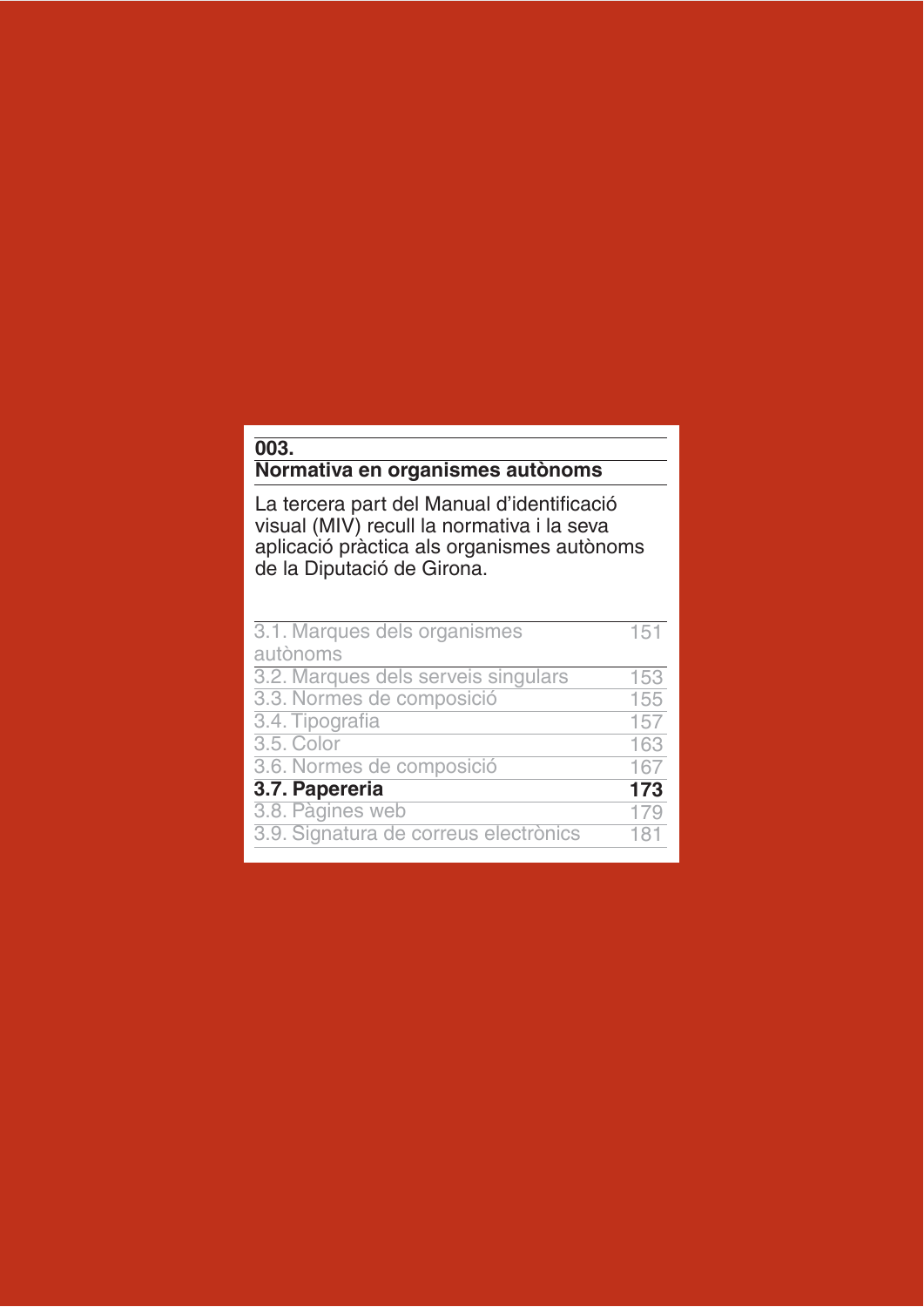# 003.
## Normativa en organismes autònoms

La tercera part del Manual d'identificació visual (MIV) recull la normativa i la seva aplicació pràctica als organismes autònoms de la Diputació de Girona.

| | |
|---|---|
| 3.1. Marques dels organismes autònoms | 151 |
| 3.2. Marques dels serveis singulars | 153 |
| 3.3. Normes de composició | 155 |
| 3.4. Tipografia | 157 |
| 3.5. Color | 163 |
| 3.6. Normes de composició | 167 |
| **3.7. Papereria** | **173** |
| 3.8. Pàgines web | 179 |
| 3.9. Signatura de correus electrònics | 181 |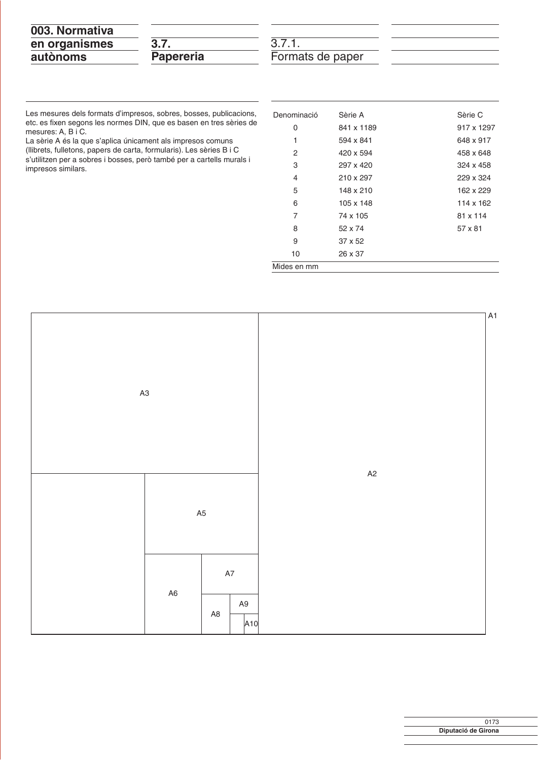# 003. Normativa en organismes autònoms

## 3.7. Papereria

### 3.7.1. Formats de paper

Les mesures dels formats d'impresos, sobres, bosses, publicacions, etc. es fixen segons les normes DIN, que es basen en tres sèries de mesures: A, B i C.
La sèrie A és la que s'aplica únicament als impresos comuns (llibrets, fulletons, papers de carta, formularis). Les sèries B i C s'utilitzen per a sobres i bosses, però també per a cartells murals i impresos similars.

| Denominació | Sèrie A | Sèrie C |
|---|---|---|
| 0 | 841 x 1189 | 917 x 1297 |
| 1 | 594 x 841 | 648 x 917 |
| 2 | 420 x 594 | 458 x 648 |
| 3 | 297 x 420 | 324 x 458 |
| 4 | 210 x 297 | 229 x 324 |
| 5 | 148 x 210 | 162 x 229 |
| 6 | 105 x 148 | 114 x 162 |
| 7 | 74 x 105 | 81 x 114 |
| 8 | 52 x 74 | 57 x 81 |
| 9 | 37 x 52 | |
| 10 | 26 x 37 | |

Mides en mm

A1

A3

A2

A5

A7

A6

A9

A8

A10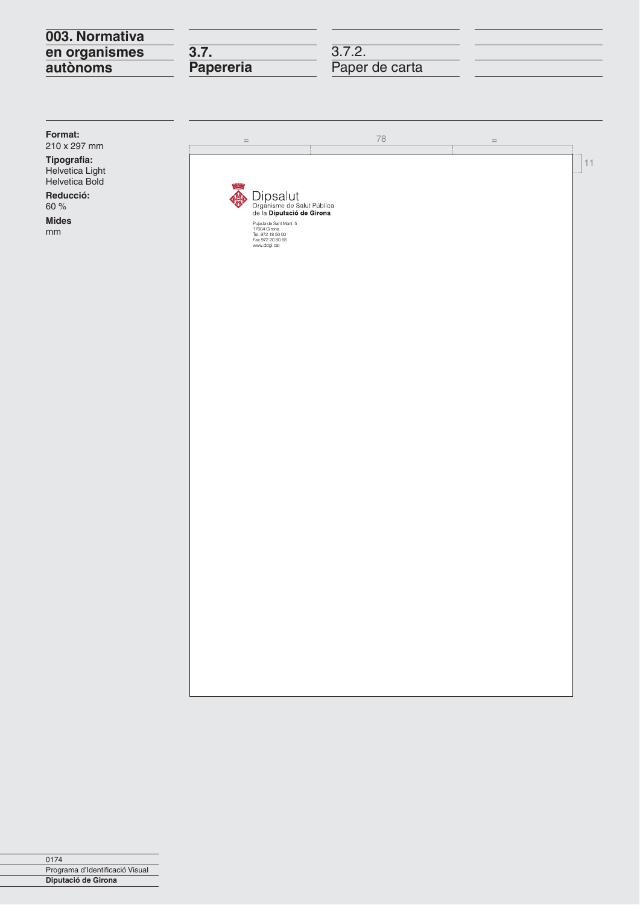# 003. Normativa en organismes autònoms

## 3.7. Papereria

### 3.7.2. Paper de carta

**Format:**
210 x 297 mm

**Tipografia:**
Helvetica Light
Helvetica Bold

**Reducció:**
60 %

**Mides**
mm

= 78 =

11

Dipsalut
Organisme de Salut Pública
de la **Diputació de Girona**

Pujada de Sant Martí, 5
17004 Girona
Tel. 972 18 50 00
Fax 972 20 80 88
www.ddgi.cat

0174
Programa d'Identificació Visual
**Diputació de Girona**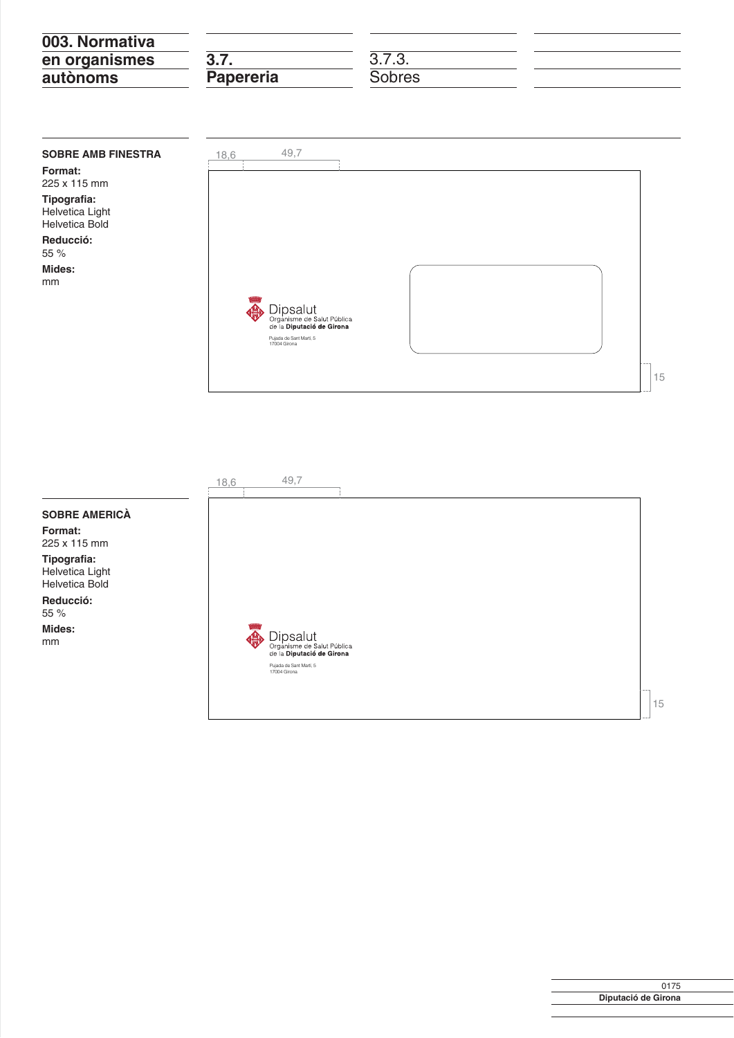# 003. Normativa en organismes autònoms

## 3.7. Papereria

### 3.7.3. Sobres

**SOBRE AMB FINESTRA**

**Format:**
225 x 115 mm

**Tipografia:**
Helvetica Light
Helvetica Bold

**Reducció:**
55 %

**Mides:**
mm

18,6 49,7

Dipsalut
Organisme de Salut Pública
de la **Diputació de Girona**

Pujada de Sant Martí, 5
17004 Girona

15

**SOBRE AMERICÀ**

**Format:**
225 x 115 mm

**Tipografia:**
Helvetica Light
Helvetica Bold

**Reducció:**
55 %

**Mides:**
mm

18,6 49,7

Dipsalut
Organisme de Salut Pública
de la **Diputació de Girona**

Pujada de Sant Martí, 5
17004 Girona

15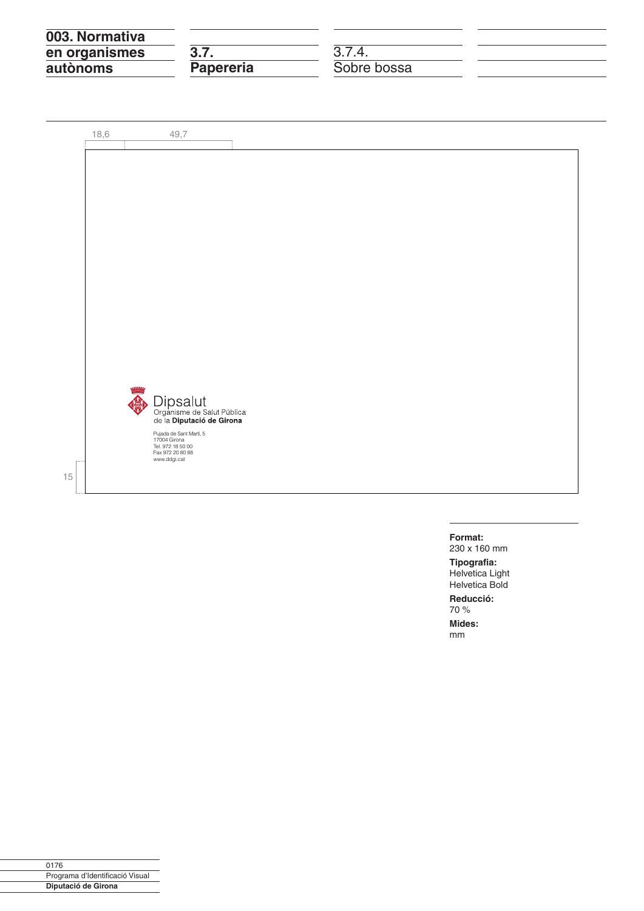# 003. Normativa en organismes autònoms

## 3.7. Papereria

### 3.7.4. Sobre bossa

18,6

49,7

Dipsalut
Organisme de Salut Pública
de la **Diputació de Girona**

Pujada de Sant Martí, 5
17004 Girona
Tel. 972 18 50 00
Fax 972 20 80 88
www.ddgi.cat

15

**Format:**
230 x 160 mm

**Tipografia:**
Helvetica Light
Helvetica Bold

**Reducció:**
70 %

**Mides:**
mm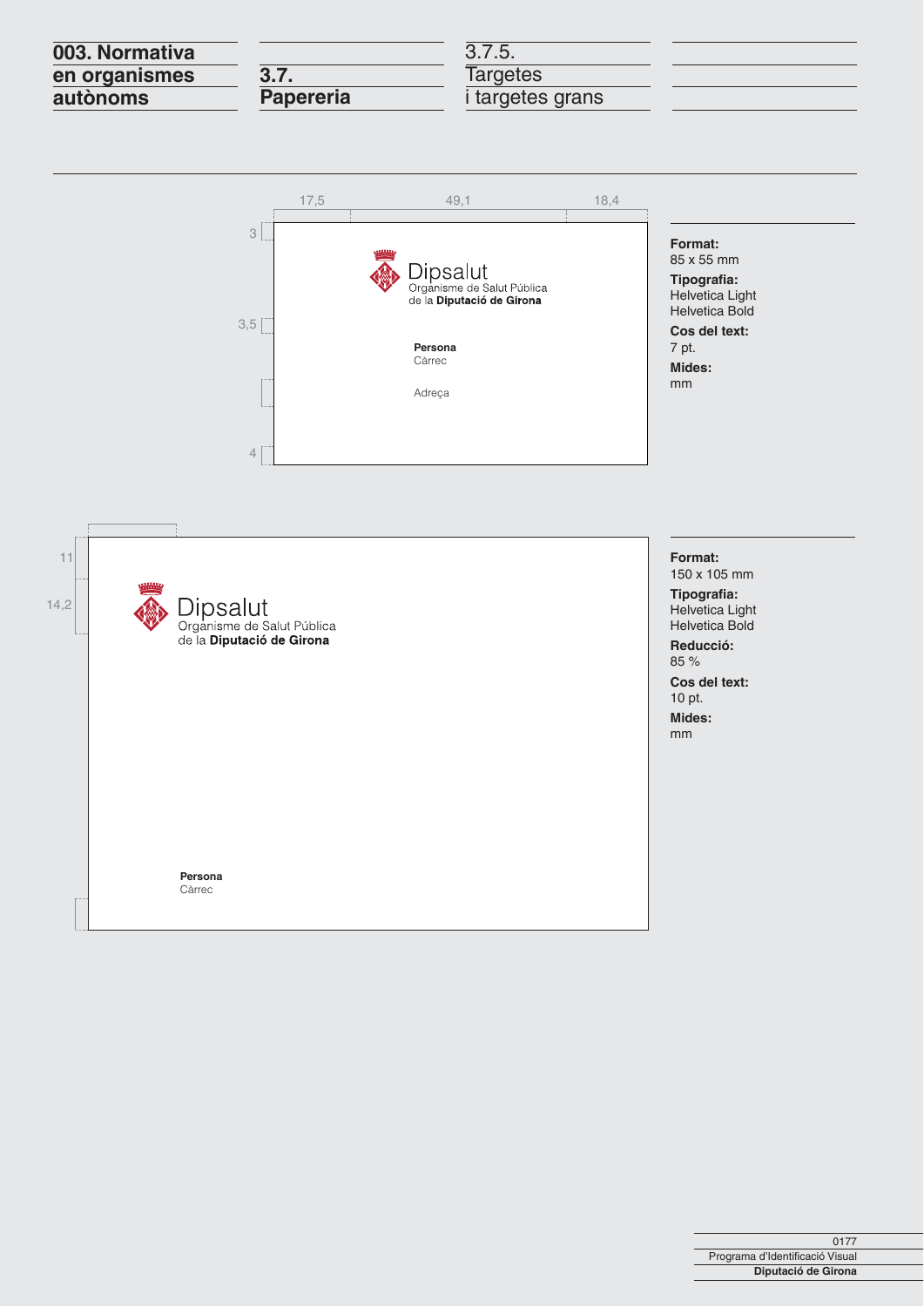# 003. Normativa en organismes autònoms

## 3.7. Papereria

### 3.7.5. Targetes i targetes grans

17,5
49,1
18,4
3
3,5
4

Dipsalut
Organisme de Salut Pública
de la **Diputació de Girona**

**Persona**
Càrrec

Adreça

**Format:**
85 x 55 mm

**Tipografia:**
Helvetica Light
Helvetica Bold

**Cos del text:**
7 pt.

**Mides:**
mm

11
14,2

Dipsalut
Organisme de Salut Pública
de la **Diputació de Girona**

**Persona**
Càrrec

**Format:**
150 x 105 mm

**Tipografia:**
Helvetica Light
Helvetica Bold

**Reducció:**
85 %

**Cos del text:**
10 pt.

**Mides:**
mm